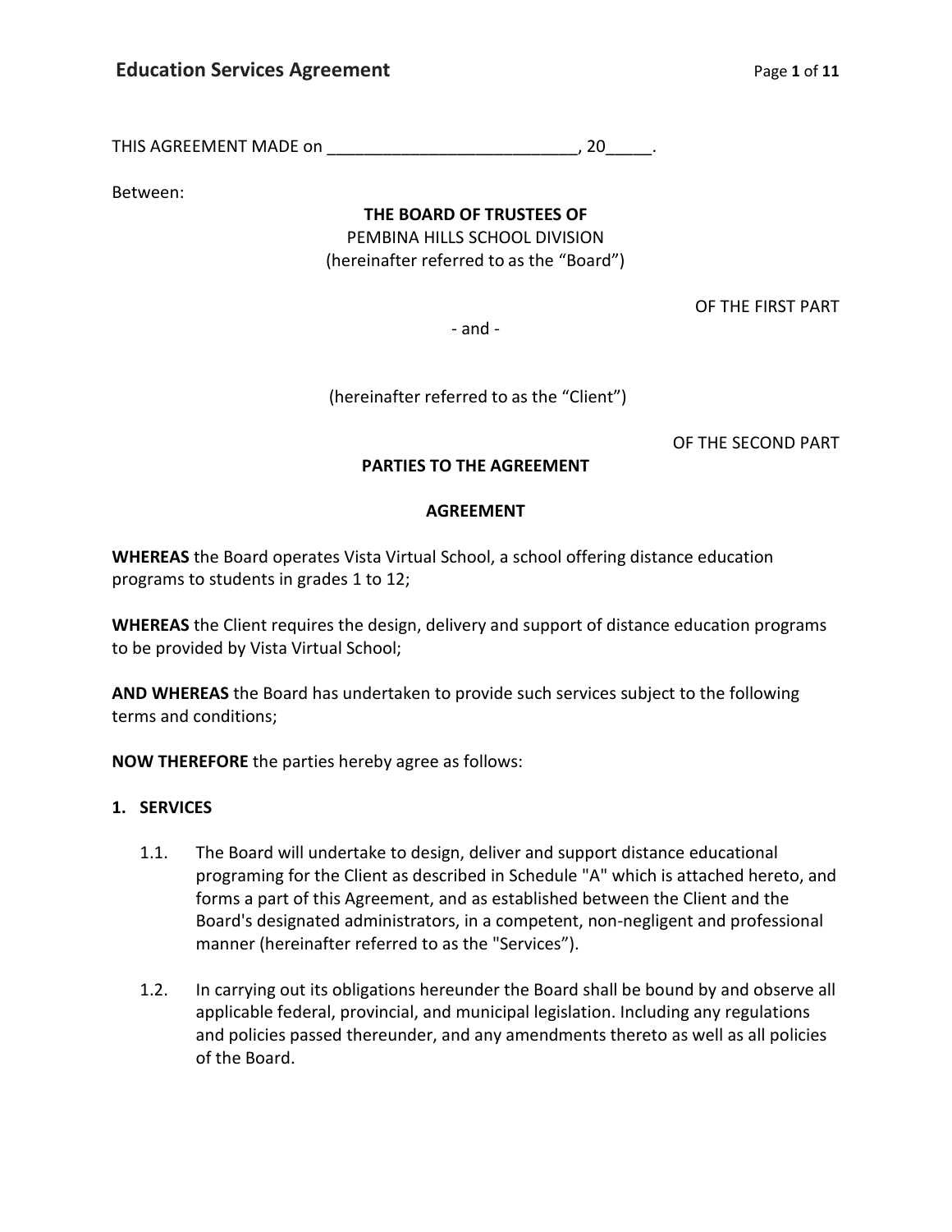# Education Services Agreement

THIS AGREEMENT MADE on ___________________________, 20_____.

Between:

**THE BOARD OF TRUSTEES OF**
PEMBINA HILLS SCHOOL DIVISION
(hereinafter referred to as the "Board")

OF THE FIRST PART

- and -

(hereinafter referred to as the "Client")

OF THE SECOND PART

**PARTIES TO THE AGREEMENT**

**AGREEMENT**

**WHEREAS** the Board operates Vista Virtual School, a school offering distance education programs to students in grades 1 to 12;

**WHEREAS** the Client requires the design, delivery and support of distance education programs to be provided by Vista Virtual School;

**AND WHEREAS** the Board has undertaken to provide such services subject to the following terms and conditions;

**NOW THEREFORE** the parties hereby agree as follows:

**1. SERVICES**

1.1. The Board will undertake to design, deliver and support distance educational programing for the Client as described in Schedule "A" which is attached hereto, and forms a part of this Agreement, and as established between the Client and the Board's designated administrators, in a competent, non-negligent and professional manner (hereinafter referred to as the "Services").

1.2. In carrying out its obligations hereunder the Board shall be bound by and observe all applicable federal, provincial, and municipal legislation. Including any regulations and policies passed thereunder, and any amendments thereto as well as all policies of the Board.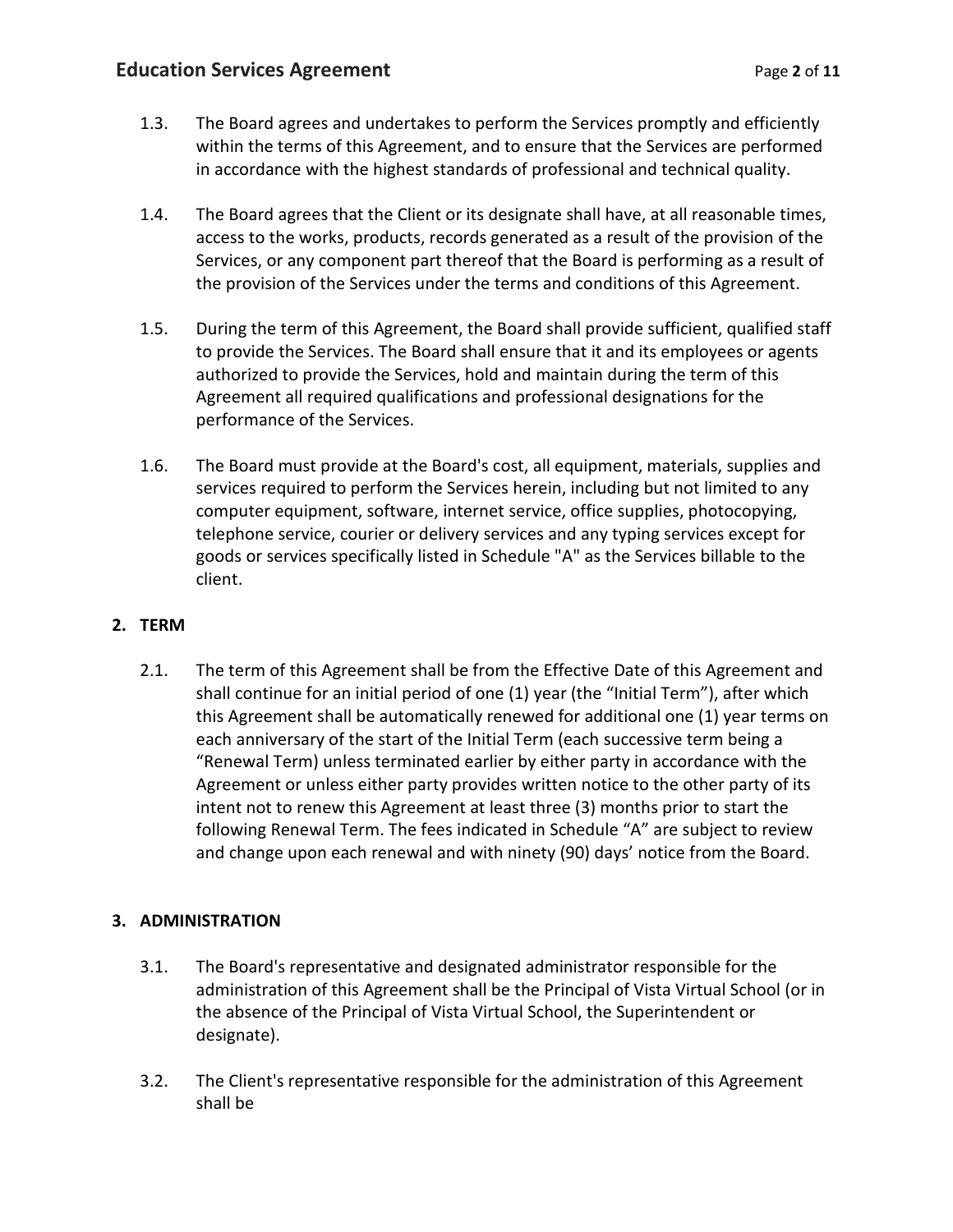1.3. The Board agrees and undertakes to perform the Services promptly and efficiently within the terms of this Agreement, and to ensure that the Services are performed in accordance with the highest standards of professional and technical quality.

1.4. The Board agrees that the Client or its designate shall have, at all reasonable times, access to the works, products, records generated as a result of the provision of the Services, or any component part thereof that the Board is performing as a result of the provision of the Services under the terms and conditions of this Agreement.

1.5. During the term of this Agreement, the Board shall provide sufficient, qualified staff to provide the Services. The Board shall ensure that it and its employees or agents authorized to provide the Services, hold and maintain during the term of this Agreement all required qualifications and professional designations for the performance of the Services.

1.6. The Board must provide at the Board's cost, all equipment, materials, supplies and services required to perform the Services herein, including but not limited to any computer equipment, software, internet service, office supplies, photocopying, telephone service, courier or delivery services and any typing services except for goods or services specifically listed in Schedule "A" as the Services billable to the client.

## 2. TERM

2.1. The term of this Agreement shall be from the Effective Date of this Agreement and shall continue for an initial period of one (1) year (the "Initial Term"), after which this Agreement shall be automatically renewed for additional one (1) year terms on each anniversary of the start of the Initial Term (each successive term being a "Renewal Term) unless terminated earlier by either party in accordance with the Agreement or unless either party provides written notice to the other party of its intent not to renew this Agreement at least three (3) months prior to start the following Renewal Term. The fees indicated in Schedule "A" are subject to review and change upon each renewal and with ninety (90) days' notice from the Board.

## 3. ADMINISTRATION

3.1. The Board's representative and designated administrator responsible for the administration of this Agreement shall be the Principal of Vista Virtual School (or in the absence of the Principal of Vista Virtual School, the Superintendent or designate).

3.2. The Client's representative responsible for the administration of this Agreement shall be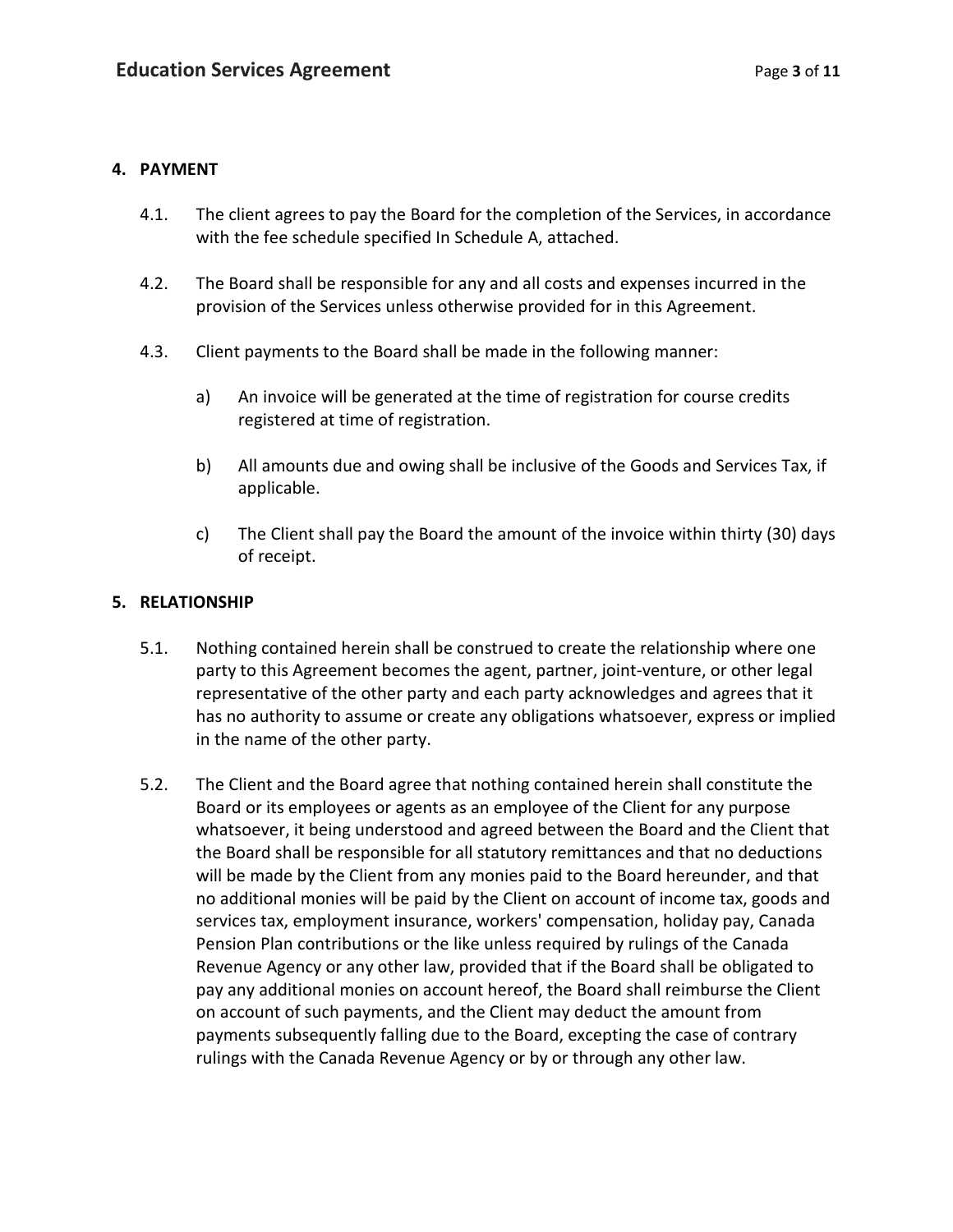## 4. PAYMENT

4.1. The client agrees to pay the Board for the completion of the Services, in accordance with the fee schedule specified In Schedule A, attached.

4.2. The Board shall be responsible for any and all costs and expenses incurred in the provision of the Services unless otherwise provided for in this Agreement.

4.3. Client payments to the Board shall be made in the following manner:

a) An invoice will be generated at the time of registration for course credits registered at time of registration.

b) All amounts due and owing shall be inclusive of the Goods and Services Tax, if applicable.

c) The Client shall pay the Board the amount of the invoice within thirty (30) days of receipt.

## 5. RELATIONSHIP

5.1. Nothing contained herein shall be construed to create the relationship where one party to this Agreement becomes the agent, partner, joint-venture, or other legal representative of the other party and each party acknowledges and agrees that it has no authority to assume or create any obligations whatsoever, express or implied in the name of the other party.

5.2. The Client and the Board agree that nothing contained herein shall constitute the Board or its employees or agents as an employee of the Client for any purpose whatsoever, it being understood and agreed between the Board and the Client that the Board shall be responsible for all statutory remittances and that no deductions will be made by the Client from any monies paid to the Board hereunder, and that no additional monies will be paid by the Client on account of income tax, goods and services tax, employment insurance, workers' compensation, holiday pay, Canada Pension Plan contributions or the like unless required by rulings of the Canada Revenue Agency or any other law, provided that if the Board shall be obligated to pay any additional monies on account hereof, the Board shall reimburse the Client on account of such payments, and the Client may deduct the amount from payments subsequently falling due to the Board, excepting the case of contrary rulings with the Canada Revenue Agency or by or through any other law.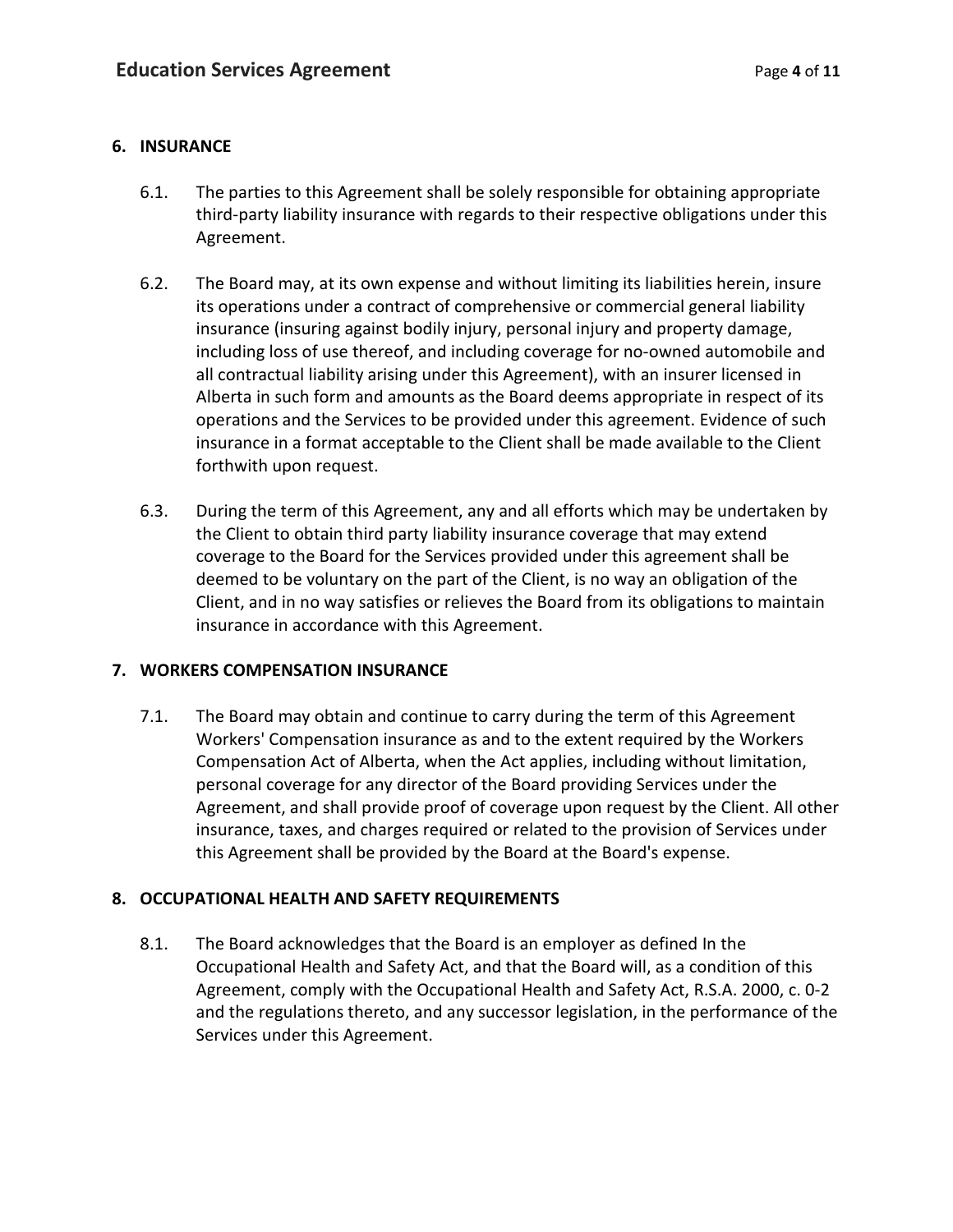## 6. INSURANCE

6.1. The parties to this Agreement shall be solely responsible for obtaining appropriate third-party liability insurance with regards to their respective obligations under this Agreement.

6.2. The Board may, at its own expense and without limiting its liabilities herein, insure its operations under a contract of comprehensive or commercial general liability insurance (insuring against bodily injury, personal injury and property damage, including loss of use thereof, and including coverage for no-owned automobile and all contractual liability arising under this Agreement), with an insurer licensed in Alberta in such form and amounts as the Board deems appropriate in respect of its operations and the Services to be provided under this agreement. Evidence of such insurance in a format acceptable to the Client shall be made available to the Client forthwith upon request.

6.3. During the term of this Agreement, any and all efforts which may be undertaken by the Client to obtain third party liability insurance coverage that may extend coverage to the Board for the Services provided under this agreement shall be deemed to be voluntary on the part of the Client, is no way an obligation of the Client, and in no way satisfies or relieves the Board from its obligations to maintain insurance in accordance with this Agreement.

## 7. WORKERS COMPENSATION INSURANCE

7.1. The Board may obtain and continue to carry during the term of this Agreement Workers' Compensation insurance as and to the extent required by the Workers Compensation Act of Alberta, when the Act applies, including without limitation, personal coverage for any director of the Board providing Services under the Agreement, and shall provide proof of coverage upon request by the Client. All other insurance, taxes, and charges required or related to the provision of Services under this Agreement shall be provided by the Board at the Board's expense.

## 8. OCCUPATIONAL HEALTH AND SAFETY REQUIREMENTS

8.1. The Board acknowledges that the Board is an employer as defined In the Occupational Health and Safety Act, and that the Board will, as a condition of this Agreement, comply with the Occupational Health and Safety Act, R.S.A. 2000, c. 0-2 and the regulations thereto, and any successor legislation, in the performance of the Services under this Agreement.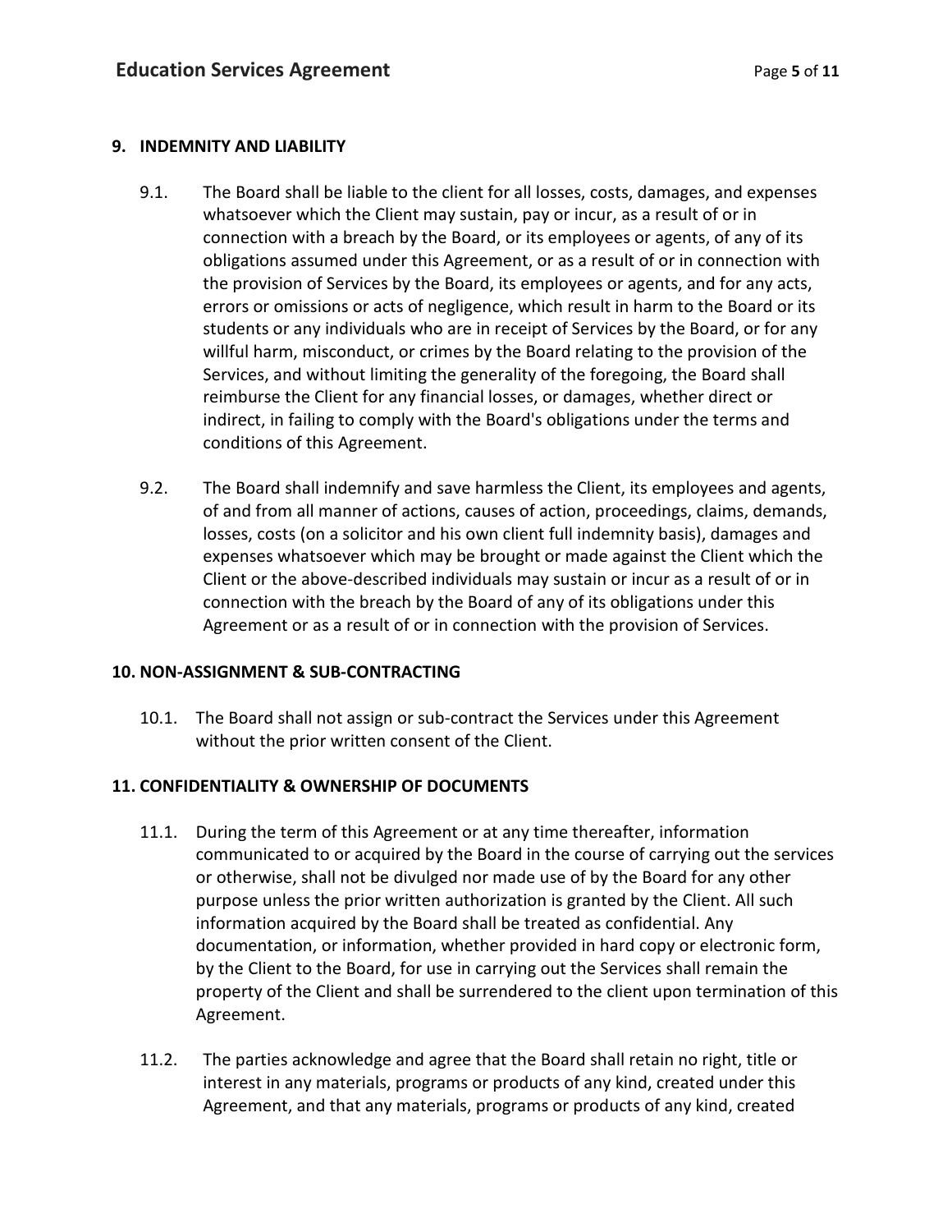## 9. INDEMNITY AND LIABILITY

9.1. The Board shall be liable to the client for all losses, costs, damages, and expenses whatsoever which the Client may sustain, pay or incur, as a result of or in connection with a breach by the Board, or its employees or agents, of any of its obligations assumed under this Agreement, or as a result of or in connection with the provision of Services by the Board, its employees or agents, and for any acts, errors or omissions or acts of negligence, which result in harm to the Board or its students or any individuals who are in receipt of Services by the Board, or for any willful harm, misconduct, or crimes by the Board relating to the provision of the Services, and without limiting the generality of the foregoing, the Board shall reimburse the Client for any financial losses, or damages, whether direct or indirect, in failing to comply with the Board's obligations under the terms and conditions of this Agreement.

9.2. The Board shall indemnify and save harmless the Client, its employees and agents, of and from all manner of actions, causes of action, proceedings, claims, demands, losses, costs (on a solicitor and his own client full indemnity basis), damages and expenses whatsoever which may be brought or made against the Client which the Client or the above-described individuals may sustain or incur as a result of or in connection with the breach by the Board of any of its obligations under this Agreement or as a result of or in connection with the provision of Services.

## 10. NON-ASSIGNMENT & SUB-CONTRACTING

10.1. The Board shall not assign or sub-contract the Services under this Agreement without the prior written consent of the Client.

## 11. CONFIDENTIALITY & OWNERSHIP OF DOCUMENTS

11.1. During the term of this Agreement or at any time thereafter, information communicated to or acquired by the Board in the course of carrying out the services or otherwise, shall not be divulged nor made use of by the Board for any other purpose unless the prior written authorization is granted by the Client. All such information acquired by the Board shall be treated as confidential. Any documentation, or information, whether provided in hard copy or electronic form, by the Client to the Board, for use in carrying out the Services shall remain the property of the Client and shall be surrendered to the client upon termination of this Agreement.

11.2. The parties acknowledge and agree that the Board shall retain no right, title or interest in any materials, programs or products of any kind, created under this Agreement, and that any materials, programs or products of any kind, created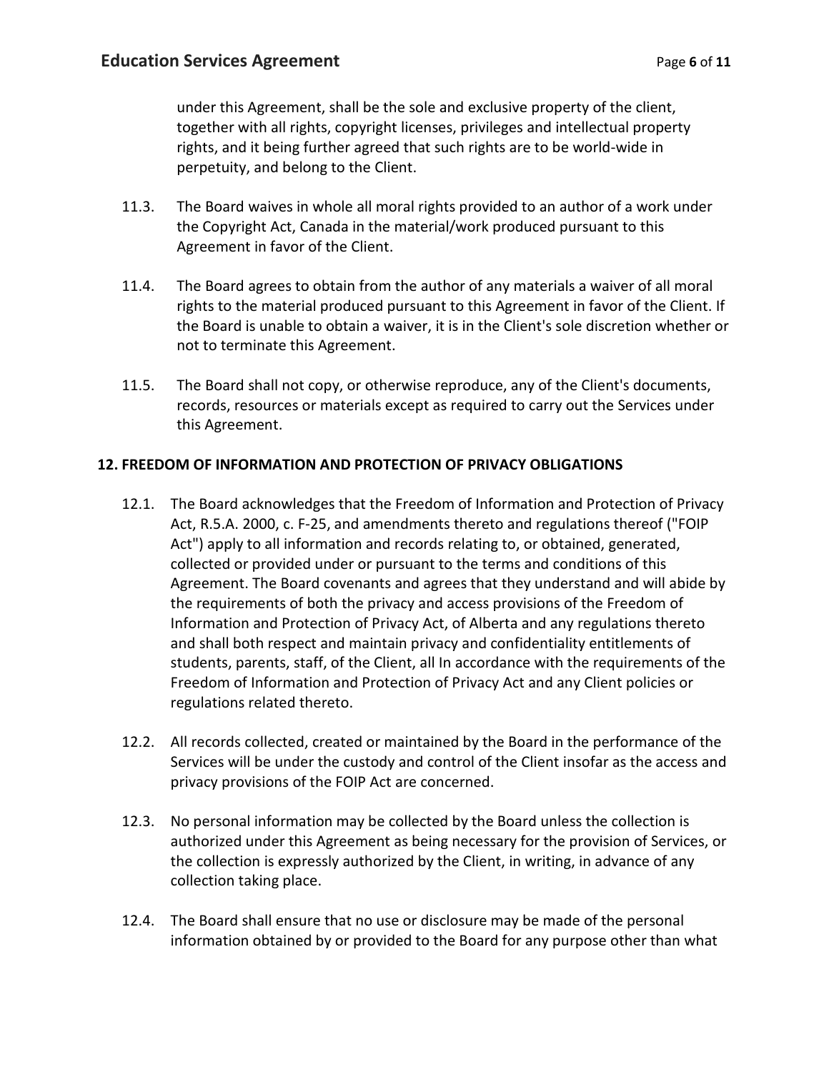under this Agreement, shall be the sole and exclusive property of the client, together with all rights, copyright licenses, privileges and intellectual property rights, and it being further agreed that such rights are to be world-wide in perpetuity, and belong to the Client.

11.3. The Board waives in whole all moral rights provided to an author of a work under the Copyright Act, Canada in the material/work produced pursuant to this Agreement in favor of the Client.

11.4. The Board agrees to obtain from the author of any materials a waiver of all moral rights to the material produced pursuant to this Agreement in favor of the Client. If the Board is unable to obtain a waiver, it is in the Client's sole discretion whether or not to terminate this Agreement.

11.5. The Board shall not copy, or otherwise reproduce, any of the Client's documents, records, resources or materials except as required to carry out the Services under this Agreement.

## 12. FREEDOM OF INFORMATION AND PROTECTION OF PRIVACY OBLIGATIONS

12.1. The Board acknowledges that the Freedom of Information and Protection of Privacy Act, R.5.A. 2000, c. F-25, and amendments thereto and regulations thereof ("FOIP Act") apply to all information and records relating to, or obtained, generated, collected or provided under or pursuant to the terms and conditions of this Agreement. The Board covenants and agrees that they understand and will abide by the requirements of both the privacy and access provisions of the Freedom of Information and Protection of Privacy Act, of Alberta and any regulations thereto and shall both respect and maintain privacy and confidentiality entitlements of students, parents, staff, of the Client, all In accordance with the requirements of the Freedom of Information and Protection of Privacy Act and any Client policies or regulations related thereto.

12.2. All records collected, created or maintained by the Board in the performance of the Services will be under the custody and control of the Client insofar as the access and privacy provisions of the FOIP Act are concerned.

12.3. No personal information may be collected by the Board unless the collection is authorized under this Agreement as being necessary for the provision of Services, or the collection is expressly authorized by the Client, in writing, in advance of any collection taking place.

12.4. The Board shall ensure that no use or disclosure may be made of the personal information obtained by or provided to the Board for any purpose other than what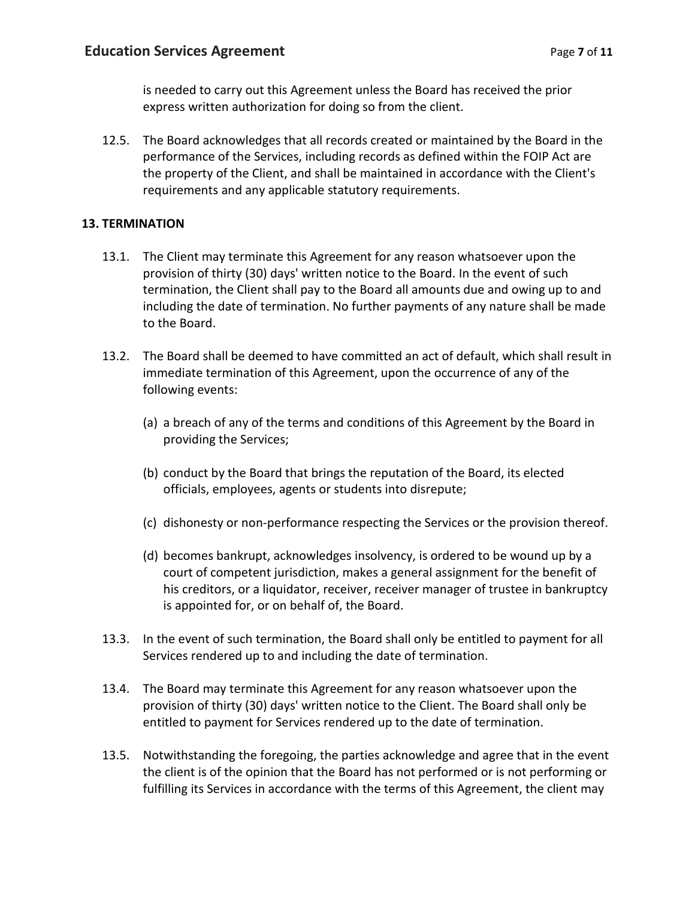is needed to carry out this Agreement unless the Board has received the prior express written authorization for doing so from the client.

12.5. The Board acknowledges that all records created or maintained by the Board in the performance of the Services, including records as defined within the FOIP Act are the property of the Client, and shall be maintained in accordance with the Client's requirements and any applicable statutory requirements.

**13. TERMINATION**

13.1. The Client may terminate this Agreement for any reason whatsoever upon the provision of thirty (30) days' written notice to the Board. In the event of such termination, the Client shall pay to the Board all amounts due and owing up to and including the date of termination. No further payments of any nature shall be made to the Board.

13.2. The Board shall be deemed to have committed an act of default, which shall result in immediate termination of this Agreement, upon the occurrence of any of the following events:

(a) a breach of any of the terms and conditions of this Agreement by the Board in providing the Services;

(b) conduct by the Board that brings the reputation of the Board, its elected officials, employees, agents or students into disrepute;

(c) dishonesty or non-performance respecting the Services or the provision thereof.

(d) becomes bankrupt, acknowledges insolvency, is ordered to be wound up by a court of competent jurisdiction, makes a general assignment for the benefit of his creditors, or a liquidator, receiver, receiver manager of trustee in bankruptcy is appointed for, or on behalf of, the Board.

13.3. In the event of such termination, the Board shall only be entitled to payment for all Services rendered up to and including the date of termination.

13.4. The Board may terminate this Agreement for any reason whatsoever upon the provision of thirty (30) days' written notice to the Client. The Board shall only be entitled to payment for Services rendered up to the date of termination.

13.5. Notwithstanding the foregoing, the parties acknowledge and agree that in the event the client is of the opinion that the Board has not performed or is not performing or fulfilling its Services in accordance with the terms of this Agreement, the client may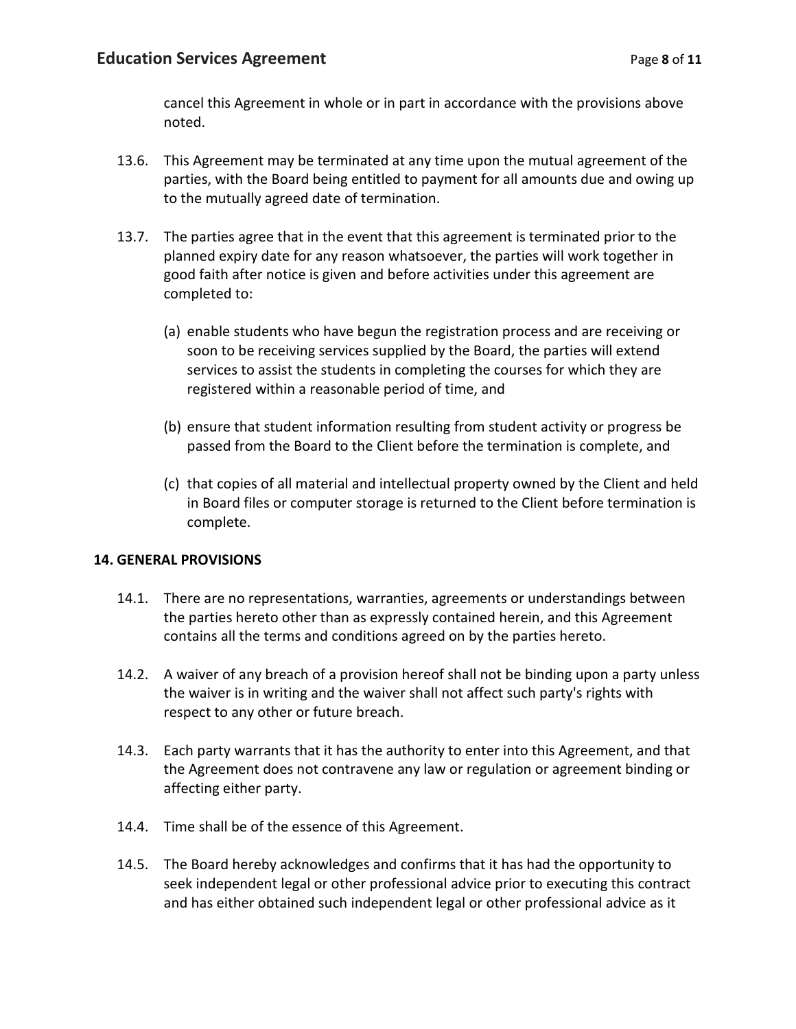cancel this Agreement in whole or in part in accordance with the provisions above noted.

13.6. This Agreement may be terminated at any time upon the mutual agreement of the parties, with the Board being entitled to payment for all amounts due and owing up to the mutually agreed date of termination.

13.7. The parties agree that in the event that this agreement is terminated prior to the planned expiry date for any reason whatsoever, the parties will work together in good faith after notice is given and before activities under this agreement are completed to:

(a) enable students who have begun the registration process and are receiving or soon to be receiving services supplied by the Board, the parties will extend services to assist the students in completing the courses for which they are registered within a reasonable period of time, and

(b) ensure that student information resulting from student activity or progress be passed from the Board to the Client before the termination is complete, and

(c) that copies of all material and intellectual property owned by the Client and held in Board files or computer storage is returned to the Client before termination is complete.

## 14. GENERAL PROVISIONS

14.1. There are no representations, warranties, agreements or understandings between the parties hereto other than as expressly contained herein, and this Agreement contains all the terms and conditions agreed on by the parties hereto.

14.2. A waiver of any breach of a provision hereof shall not be binding upon a party unless the waiver is in writing and the waiver shall not affect such party's rights with respect to any other or future breach.

14.3. Each party warrants that it has the authority to enter into this Agreement, and that the Agreement does not contravene any law or regulation or agreement binding or affecting either party.

14.4. Time shall be of the essence of this Agreement.

14.5. The Board hereby acknowledges and confirms that it has had the opportunity to seek independent legal or other professional advice prior to executing this contract and has either obtained such independent legal or other professional advice as it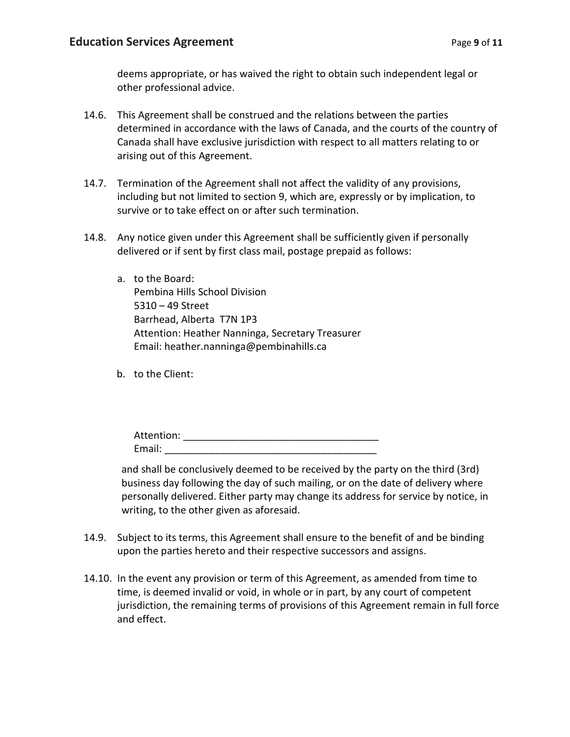deems appropriate, or has waived the right to obtain such independent legal or other professional advice.

14.6. This Agreement shall be construed and the relations between the parties determined in accordance with the laws of Canada, and the courts of the country of Canada shall have exclusive jurisdiction with respect to all matters relating to or arising out of this Agreement.

14.7. Termination of the Agreement shall not affect the validity of any provisions, including but not limited to section 9, which are, expressly or by implication, to survive or to take effect on or after such termination.

14.8. Any notice given under this Agreement shall be sufficiently given if personally delivered or if sent by first class mail, postage prepaid as follows:

a. to the Board:
   Pembina Hills School Division
   5310 – 49 Street
   Barrhead, Alberta T7N 1P3
   Attention: Heather Nanninga, Secretary Treasurer
   Email: heather.nanninga@pembinahills.ca

b. to the Client:

   Attention: ___________________________________
   Email: ______________________________________

and shall be conclusively deemed to be received by the party on the third (3rd) business day following the day of such mailing, or on the date of delivery where personally delivered. Either party may change its address for service by notice, in writing, to the other given as aforesaid.

14.9. Subject to its terms, this Agreement shall ensure to the benefit of and be binding upon the parties hereto and their respective successors and assigns.

14.10. In the event any provision or term of this Agreement, as amended from time to time, is deemed invalid or void, in whole or in part, by any court of competent jurisdiction, the remaining terms of provisions of this Agreement remain in full force and effect.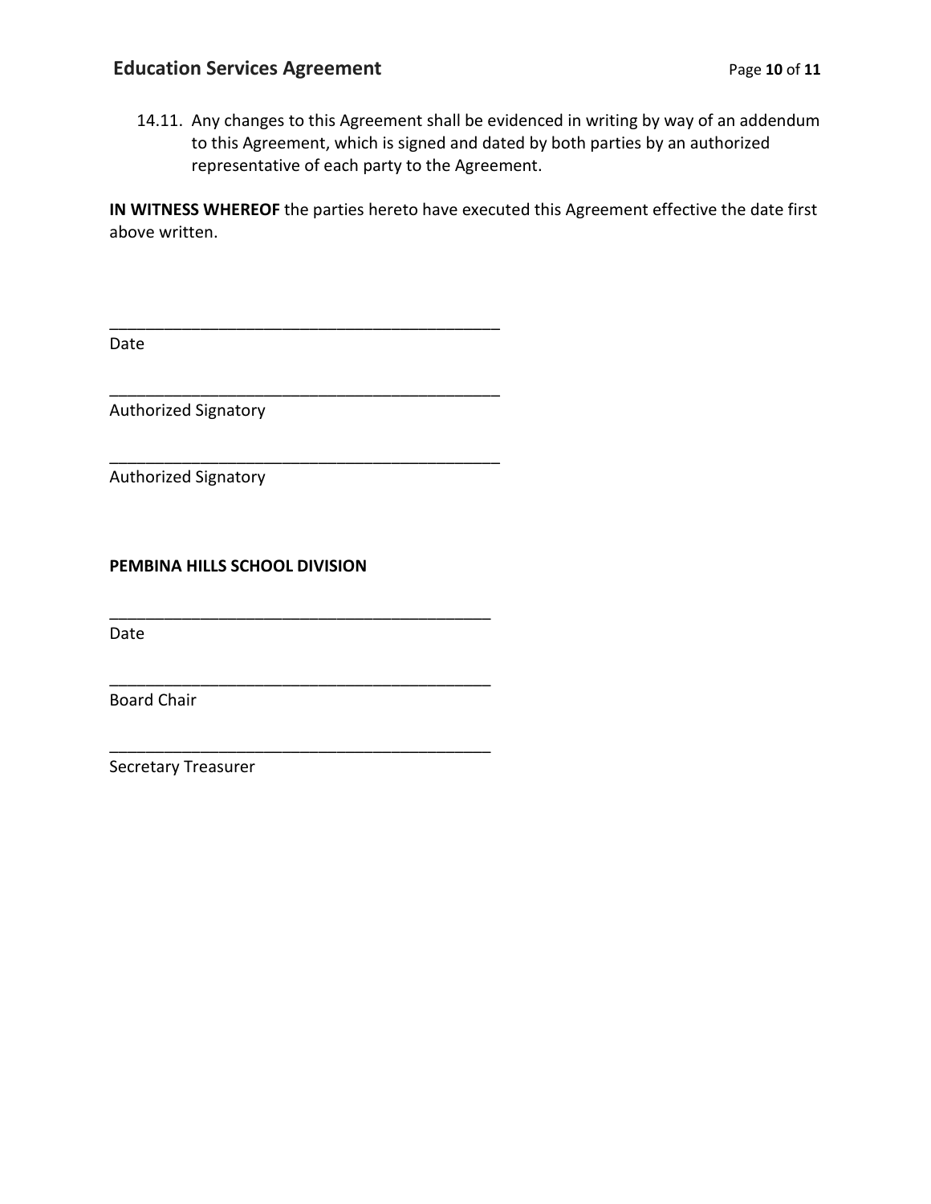14.11. Any changes to this Agreement shall be evidenced in writing by way of an addendum to this Agreement, which is signed and dated by both parties by an authorized representative of each party to the Agreement.

**IN WITNESS WHEREOF** the parties hereto have executed this Agreement effective the date first above written.

_____________________________________________
Date

_____________________________________________
Authorized Signatory

_____________________________________________
Authorized Signatory

**PEMBINA HILLS SCHOOL DIVISION**

_____________________________________________
Date

_____________________________________________
Board Chair

_____________________________________________
Secretary Treasurer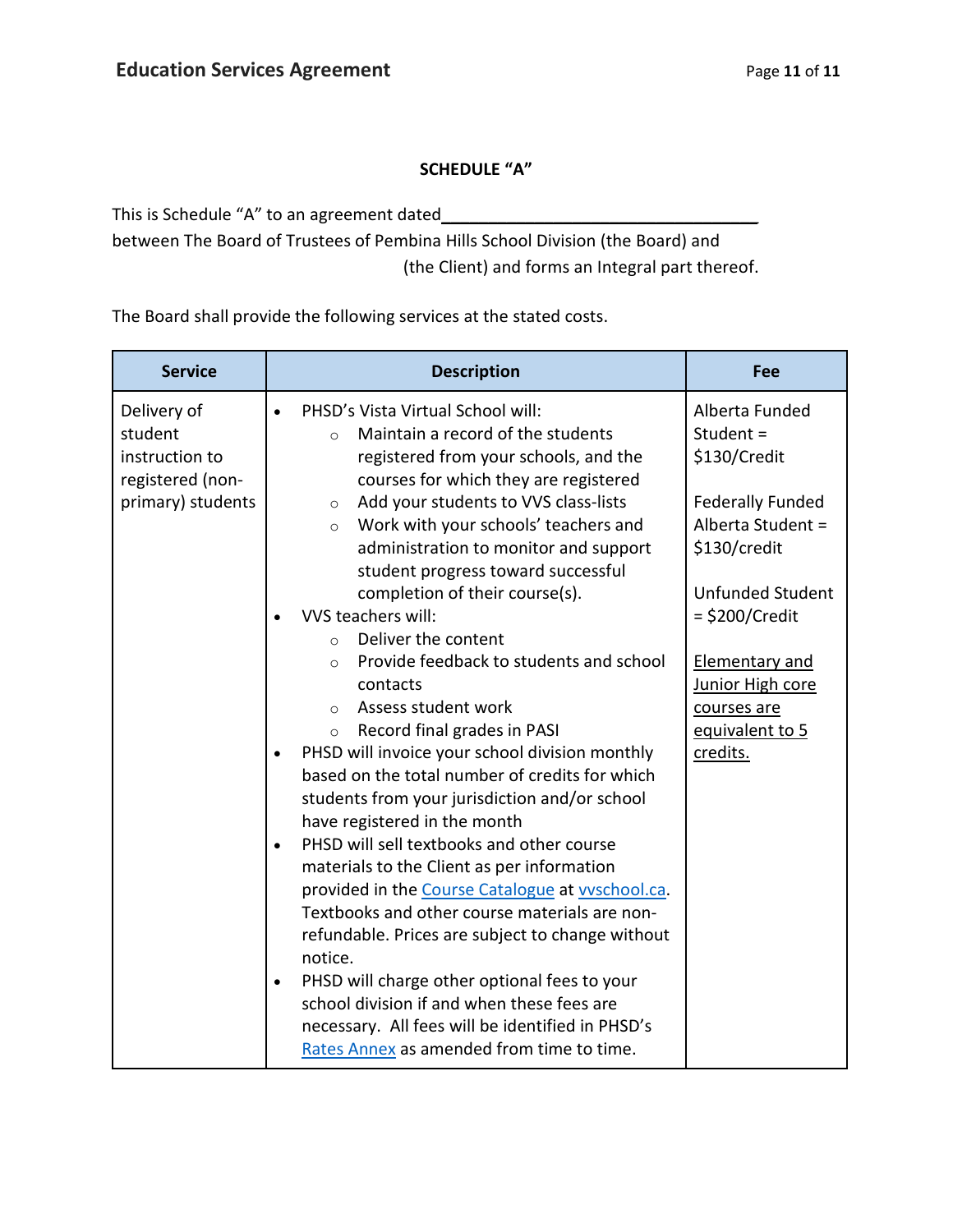## SCHEDULE "A"

This is Schedule "A" to an agreement dated\_\_\_\_\_\_\_\_\_\_\_\_\_\_\_\_\_\_\_\_\_\_\_\_\_\_\_\_\_\_\_\_\_\_\_
between The Board of Trustees of Pembina Hills School Division (the Board) and
(the Client) and forms an Integral part thereof.

The Board shall provide the following services at the stated costs.

| Service | Description | Fee |
|---|---|---|
| Delivery of student instruction to registered (non-primary) students | • PHSD's Vista Virtual School will:<br>  ○ Maintain a record of the students registered from your schools, and the courses for which they are registered<br>  ○ Add your students to VVS class-lists<br>  ○ Work with your schools' teachers and administration to monitor and support student progress toward successful completion of their course(s).<br>• VVS teachers will:<br>  ○ Deliver the content<br>  ○ Provide feedback to students and school contacts<br>  ○ Assess student work<br>  ○ Record final grades in PASI<br>• PHSD will invoice your school division monthly based on the total number of credits for which students from your jurisdiction and/or school have registered in the month<br>• PHSD will sell textbooks and other course materials to the Client as per information provided in the Course Catalogue at vvschool.ca. Textbooks and other course materials are non-refundable. Prices are subject to change without notice.<br>• PHSD will charge other optional fees to your school division if and when these fees are necessary. All fees will be identified in PHSD's Rates Annex as amended from time to time. | Alberta Funded Student = $130/Credit<br><br>Federally Funded Alberta Student = $130/credit<br><br>Unfunded Student = $200/Credit<br><br><u>Elementary and Junior High core courses are equivalent to 5 credits.</u> |